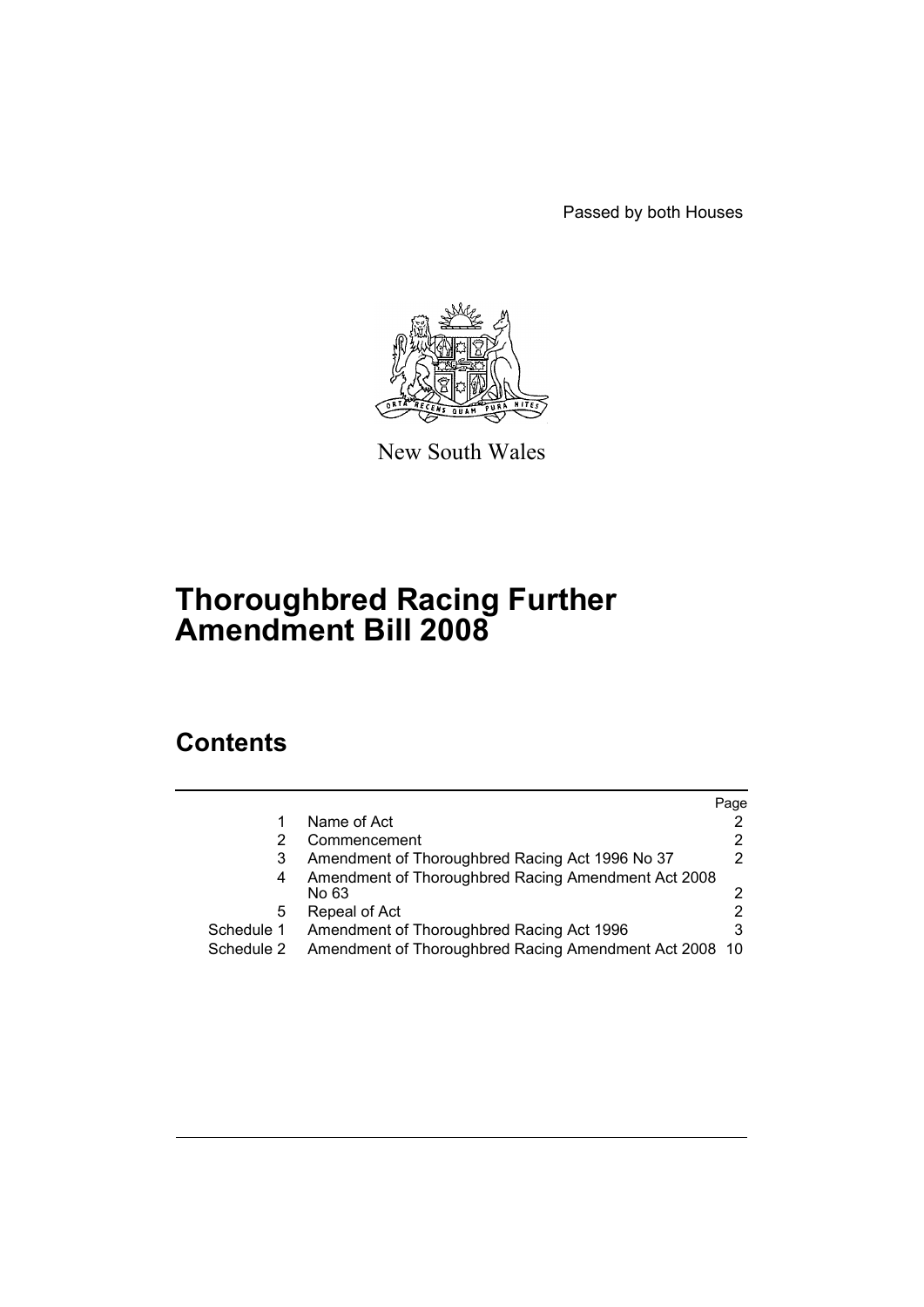Passed by both Houses

New South Wales

# Thoroughbred Racing Further Amendment Bill 2008

## Contents

| | | Page |
|---|---|---|
| 1 | Name of Act | 2 |
| 2 | Commencement | 2 |
| 3 | Amendment of Thoroughbred Racing Act 1996 No 37 | 2 |
| 4 | Amendment of Thoroughbred Racing Amendment Act 2008 No 63 | 2 |
| 5 | Repeal of Act | 2 |
| Schedule 1 | Amendment of Thoroughbred Racing Act 1996 | 3 |
| Schedule 2 | Amendment of Thoroughbred Racing Amendment Act 2008 | 10 |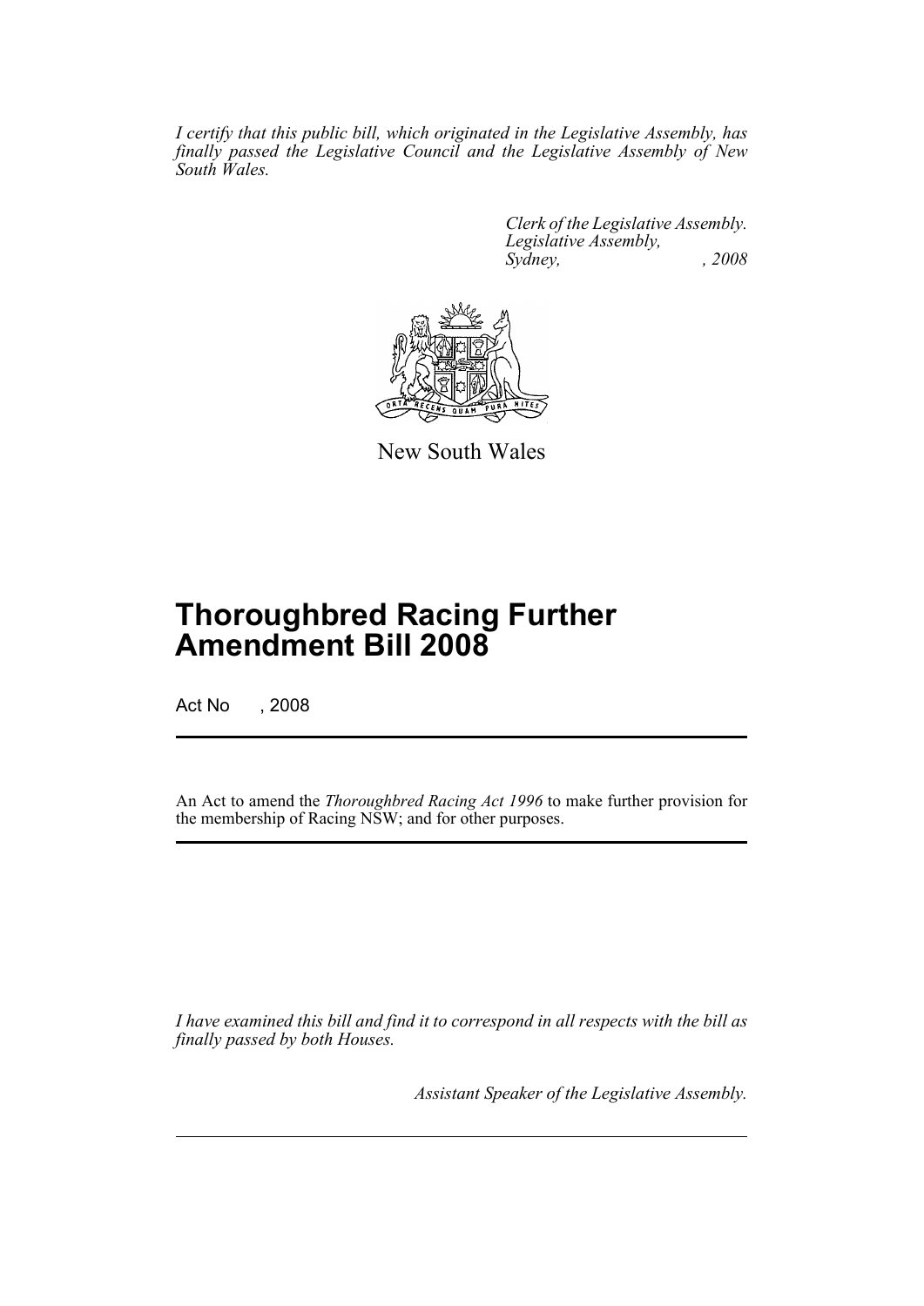*I certify that this public bill, which originated in the Legislative Assembly, has finally passed the Legislative Council and the Legislative Assembly of New South Wales.*

*Clerk of the Legislative Assembly.*
*Legislative Assembly,*
*Sydney, , 2008*

New South Wales

# Thoroughbred Racing Further Amendment Bill 2008

Act No , 2008

An Act to amend the *Thoroughbred Racing Act 1996* to make further provision for the membership of Racing NSW; and for other purposes.

*I have examined this bill and find it to correspond in all respects with the bill as finally passed by both Houses.*

*Assistant Speaker of the Legislative Assembly.*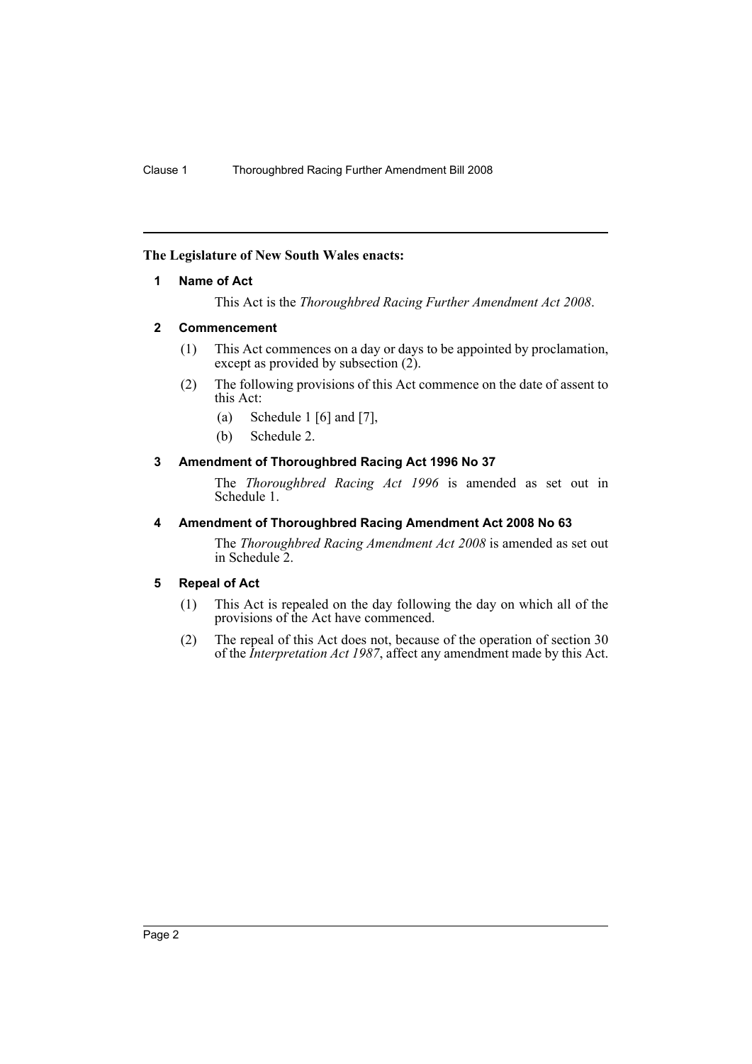**The Legislature of New South Wales enacts:**

## 1 Name of Act

This Act is the *Thoroughbred Racing Further Amendment Act 2008*.

## 2 Commencement

(1) This Act commences on a day or days to be appointed by proclamation, except as provided by subsection (2).

(2) The following provisions of this Act commence on the date of assent to this Act:

- (a) Schedule 1 [6] and [7],
- (b) Schedule 2.

## 3 Amendment of Thoroughbred Racing Act 1996 No 37

The *Thoroughbred Racing Act 1996* is amended as set out in Schedule 1.

## 4 Amendment of Thoroughbred Racing Amendment Act 2008 No 63

The *Thoroughbred Racing Amendment Act 2008* is amended as set out in Schedule 2.

## 5 Repeal of Act

(1) This Act is repealed on the day following the day on which all of the provisions of the Act have commenced.

(2) The repeal of this Act does not, because of the operation of section 30 of the *Interpretation Act 1987*, affect any amendment made by this Act.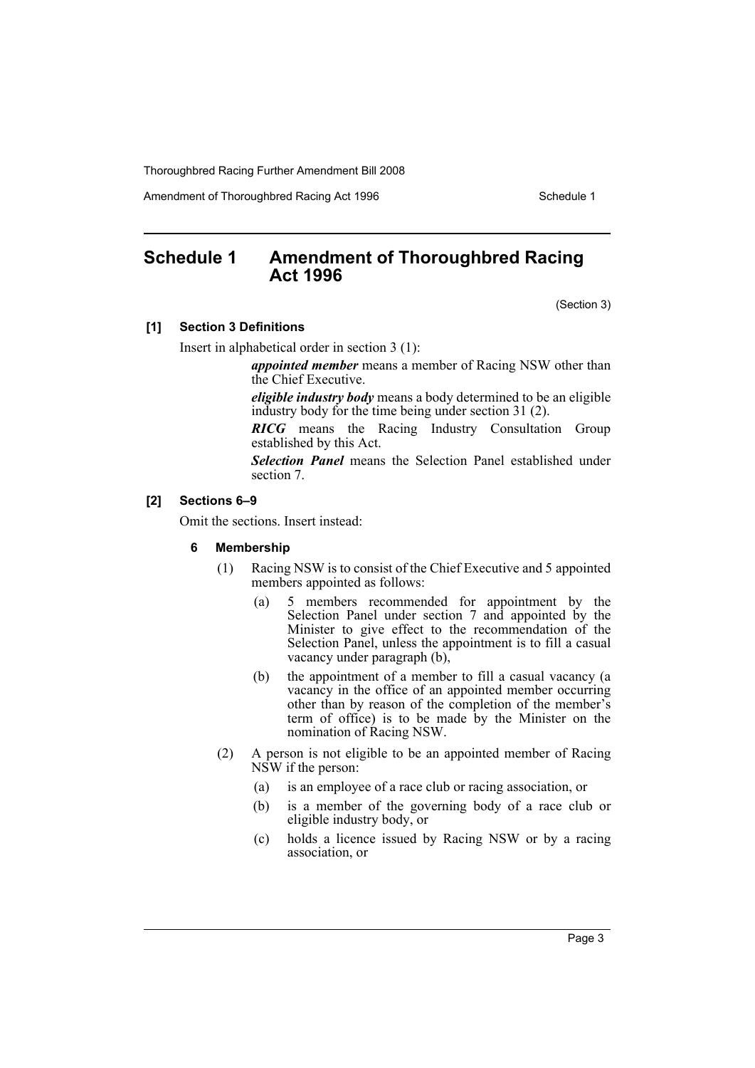# Schedule 1 Amendment of Thoroughbred Racing Act 1996

(Section 3)

**[1] Section 3 Definitions**

Insert in alphabetical order in section 3 (1):

> ***appointed member*** means a member of Racing NSW other than the Chief Executive.
>
> ***eligible industry body*** means a body determined to be an eligible industry body for the time being under section 31 (2).
>
> ***RICG*** means the Racing Industry Consultation Group established by this Act.
>
> ***Selection Panel*** means the Selection Panel established under section 7.

**[2] Sections 6–9**

Omit the sections. Insert instead:

**6 Membership**

(1) Racing NSW is to consist of the Chief Executive and 5 appointed members appointed as follows:

- (a) 5 members recommended for appointment by the Selection Panel under section 7 and appointed by the Minister to give effect to the recommendation of the Selection Panel, unless the appointment is to fill a casual vacancy under paragraph (b),
- (b) the appointment of a member to fill a casual vacancy (a vacancy in the office of an appointed member occurring other than by reason of the completion of the member's term of office) is to be made by the Minister on the nomination of Racing NSW.

(2) A person is not eligible to be an appointed member of Racing NSW if the person:

- (a) is an employee of a race club or racing association, or
- (b) is a member of the governing body of a race club or eligible industry body, or
- (c) holds a licence issued by Racing NSW or by a racing association, or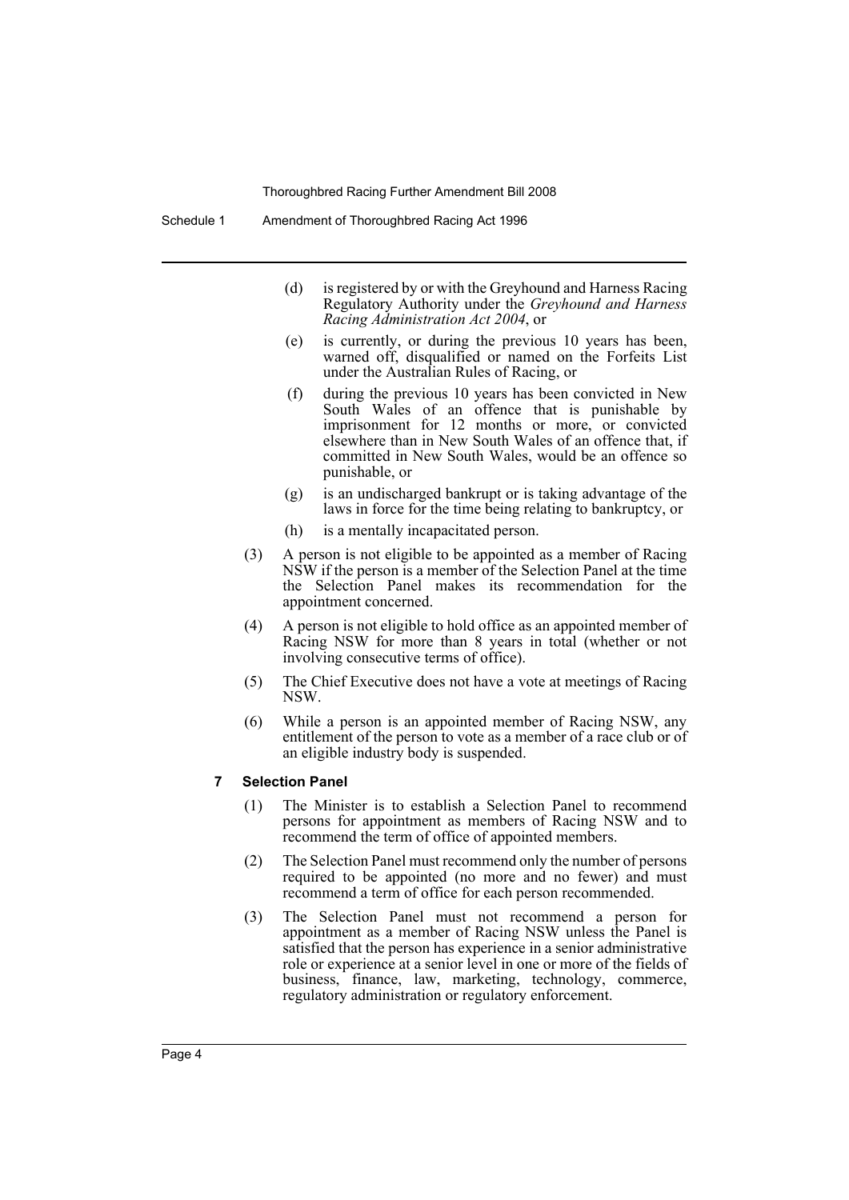(d) is registered by or with the Greyhound and Harness Racing Regulatory Authority under the *Greyhound and Harness Racing Administration Act 2004*, or

(e) is currently, or during the previous 10 years has been, warned off, disqualified or named on the Forfeits List under the Australian Rules of Racing, or

(f) during the previous 10 years has been convicted in New South Wales of an offence that is punishable by imprisonment for 12 months or more, or convicted elsewhere than in New South Wales of an offence that, if committed in New South Wales, would be an offence so punishable, or

(g) is an undischarged bankrupt or is taking advantage of the laws in force for the time being relating to bankruptcy, or

(h) is a mentally incapacitated person.

(3) A person is not eligible to be appointed as a member of Racing NSW if the person is a member of the Selection Panel at the time the Selection Panel makes its recommendation for the appointment concerned.

(4) A person is not eligible to hold office as an appointed member of Racing NSW for more than 8 years in total (whether or not involving consecutive terms of office).

(5) The Chief Executive does not have a vote at meetings of Racing NSW.

(6) While a person is an appointed member of Racing NSW, any entitlement of the person to vote as a member of a race club or of an eligible industry body is suspended.

### 7 Selection Panel

(1) The Minister is to establish a Selection Panel to recommend persons for appointment as members of Racing NSW and to recommend the term of office of appointed members.

(2) The Selection Panel must recommend only the number of persons required to be appointed (no more and no fewer) and must recommend a term of office for each person recommended.

(3) The Selection Panel must not recommend a person for appointment as a member of Racing NSW unless the Panel is satisfied that the person has experience in a senior administrative role or experience at a senior level in one or more of the fields of business, finance, law, marketing, technology, commerce, regulatory administration or regulatory enforcement.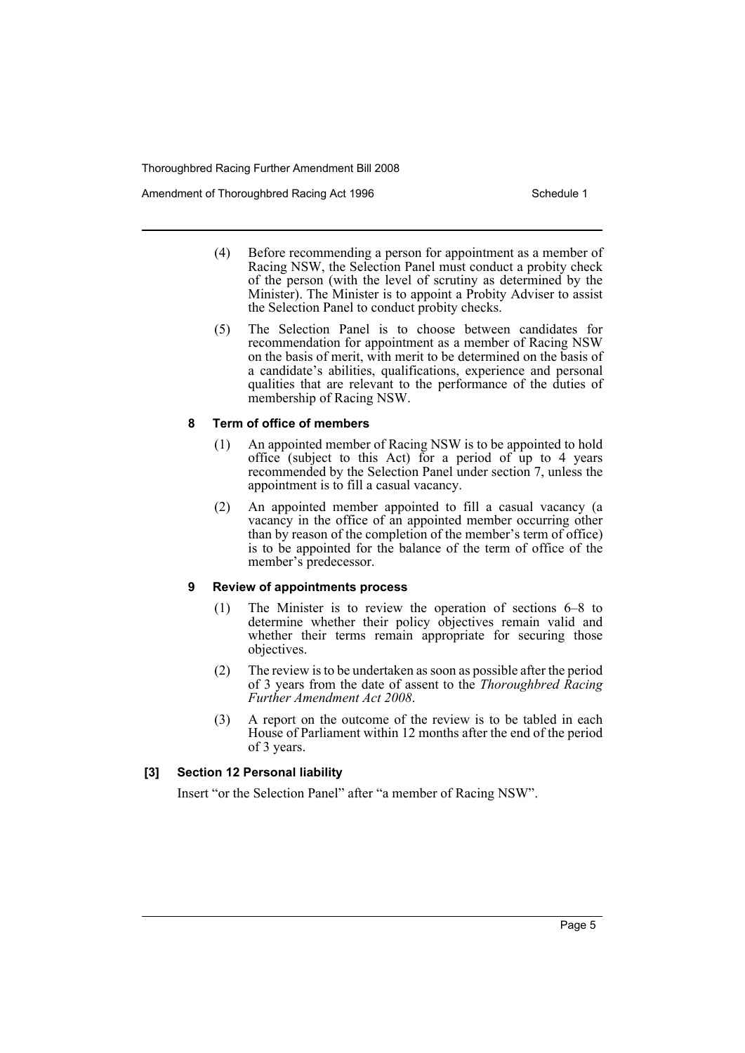(4) Before recommending a person for appointment as a member of Racing NSW, the Selection Panel must conduct a probity check of the person (with the level of scrutiny as determined by the Minister). The Minister is to appoint a Probity Adviser to assist the Selection Panel to conduct probity checks.

(5) The Selection Panel is to choose between candidates for recommendation for appointment as a member of Racing NSW on the basis of merit, with merit to be determined on the basis of a candidate's abilities, qualifications, experience and personal qualities that are relevant to the performance of the duties of membership of Racing NSW.

#### 8 Term of office of members

(1) An appointed member of Racing NSW is to be appointed to hold office (subject to this Act) for a period of up to 4 years recommended by the Selection Panel under section 7, unless the appointment is to fill a casual vacancy.

(2) An appointed member appointed to fill a casual vacancy (a vacancy in the office of an appointed member occurring other than by reason of the completion of the member's term of office) is to be appointed for the balance of the term of office of the member's predecessor.

#### 9 Review of appointments process

(1) The Minister is to review the operation of sections 6–8 to determine whether their policy objectives remain valid and whether their terms remain appropriate for securing those objectives.

(2) The review is to be undertaken as soon as possible after the period of 3 years from the date of assent to the *Thoroughbred Racing Further Amendment Act 2008*.

(3) A report on the outcome of the review is to be tabled in each House of Parliament within 12 months after the end of the period of 3 years.

### [3] Section 12 Personal liability

Insert "or the Selection Panel" after "a member of Racing NSW".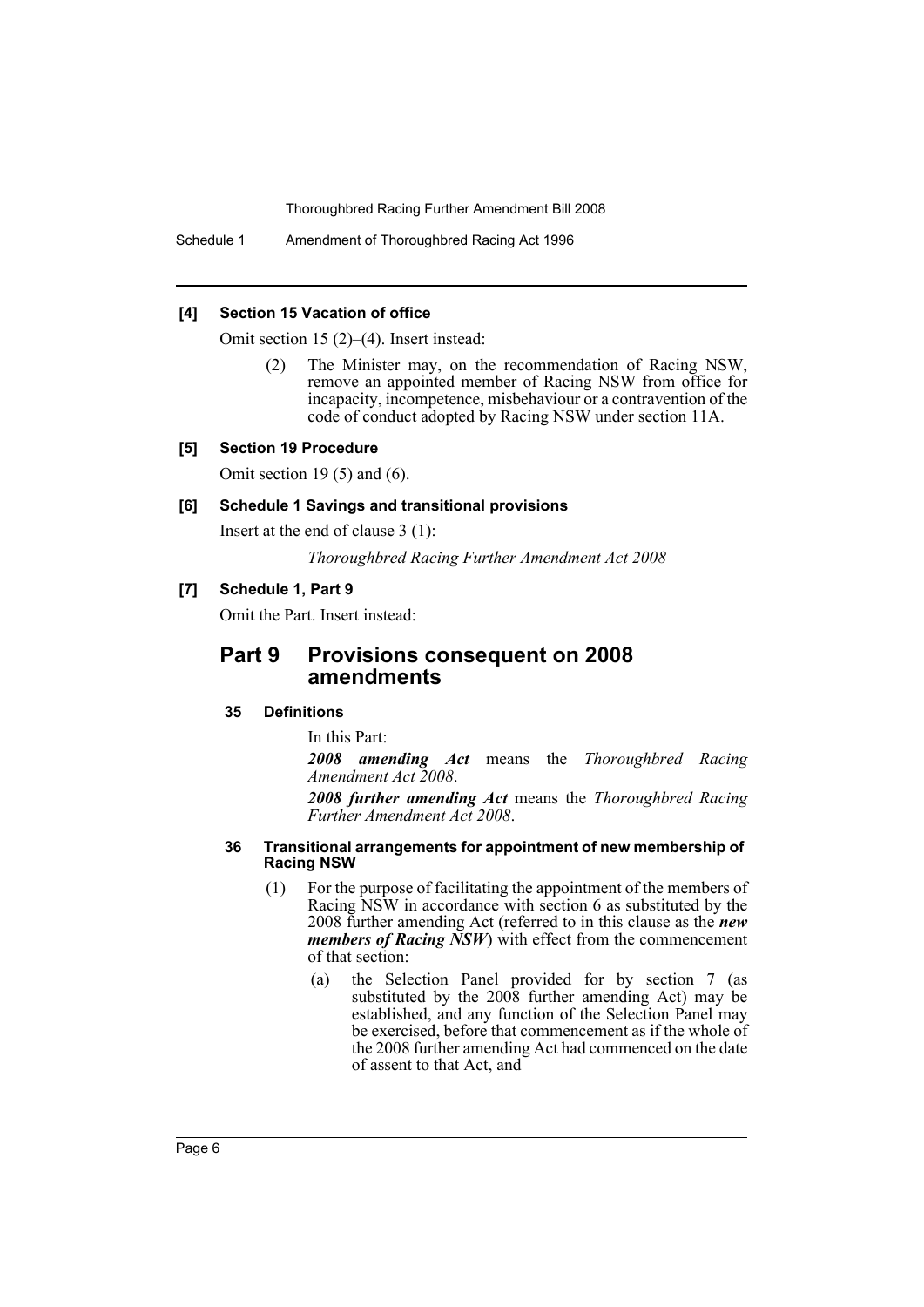**[4] Section 15 Vacation of office**

Omit section 15 (2)–(4). Insert instead:

> (2) The Minister may, on the recommendation of Racing NSW, remove an appointed member of Racing NSW from office for incapacity, incompetence, misbehaviour or a contravention of the code of conduct adopted by Racing NSW under section 11A.

**[5] Section 19 Procedure**

Omit section 19 (5) and (6).

**[6] Schedule 1 Savings and transitional provisions**

Insert at the end of clause 3 (1):

> *Thoroughbred Racing Further Amendment Act 2008*

**[7] Schedule 1, Part 9**

Omit the Part. Insert instead:

## Part 9 Provisions consequent on 2008 amendments

### 35 Definitions

In this Part:

***2008 amending Act*** means the *Thoroughbred Racing Amendment Act 2008*.

***2008 further amending Act*** means the *Thoroughbred Racing Further Amendment Act 2008*.

### 36 Transitional arrangements for appointment of new membership of Racing NSW

(1) For the purpose of facilitating the appointment of the members of Racing NSW in accordance with section 6 as substituted by the 2008 further amending Act (referred to in this clause as the ***new members of Racing NSW***) with effect from the commencement of that section:

(a) the Selection Panel provided for by section 7 (as substituted by the 2008 further amending Act) may be established, and any function of the Selection Panel may be exercised, before that commencement as if the whole of the 2008 further amending Act had commenced on the date of assent to that Act, and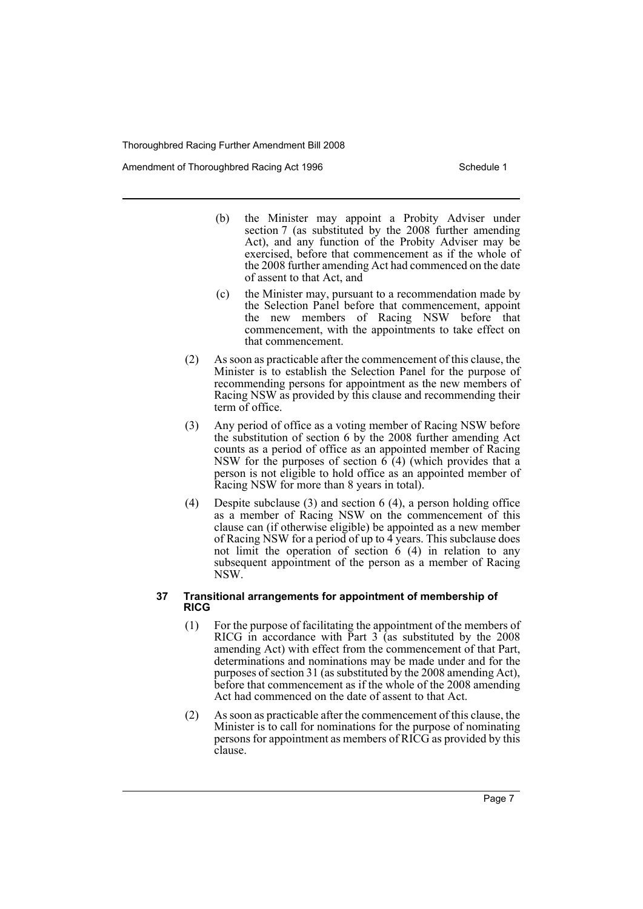(b) the Minister may appoint a Probity Adviser under section 7 (as substituted by the 2008 further amending Act), and any function of the Probity Adviser may be exercised, before that commencement as if the whole of the 2008 further amending Act had commenced on the date of assent to that Act, and

(c) the Minister may, pursuant to a recommendation made by the Selection Panel before that commencement, appoint the new members of Racing NSW before that commencement, with the appointments to take effect on that commencement.

(2) As soon as practicable after the commencement of this clause, the Minister is to establish the Selection Panel for the purpose of recommending persons for appointment as the new members of Racing NSW as provided by this clause and recommending their term of office.

(3) Any period of office as a voting member of Racing NSW before the substitution of section 6 by the 2008 further amending Act counts as a period of office as an appointed member of Racing NSW for the purposes of section 6 (4) (which provides that a person is not eligible to hold office as an appointed member of Racing NSW for more than 8 years in total).

(4) Despite subclause (3) and section 6 (4), a person holding office as a member of Racing NSW on the commencement of this clause can (if otherwise eligible) be appointed as a new member of Racing NSW for a period of up to 4 years. This subclause does not limit the operation of section 6 (4) in relation to any subsequent appointment of the person as a member of Racing NSW.

#### 37 Transitional arrangements for appointment of membership of RICG

(1) For the purpose of facilitating the appointment of the members of RICG in accordance with Part 3 (as substituted by the 2008 amending Act) with effect from the commencement of that Part, determinations and nominations may be made under and for the purposes of section 31 (as substituted by the 2008 amending Act), before that commencement as if the whole of the 2008 amending Act had commenced on the date of assent to that Act.

(2) As soon as practicable after the commencement of this clause, the Minister is to call for nominations for the purpose of nominating persons for appointment as members of RICG as provided by this clause.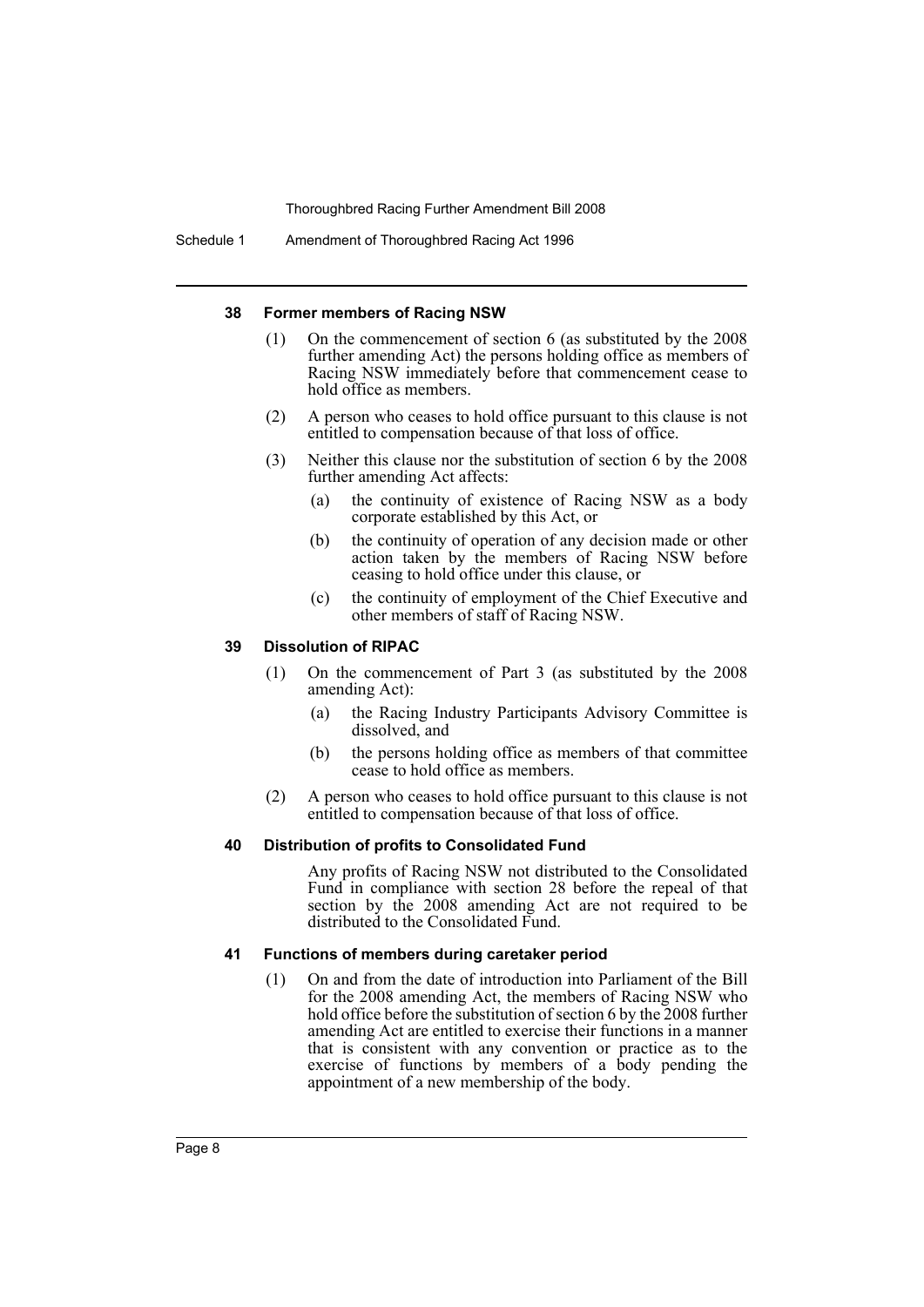#### 38 Former members of Racing NSW

(1) On the commencement of section 6 (as substituted by the 2008 further amending Act) the persons holding office as members of Racing NSW immediately before that commencement cease to hold office as members.

(2) A person who ceases to hold office pursuant to this clause is not entitled to compensation because of that loss of office.

(3) Neither this clause nor the substitution of section 6 by the 2008 further amending Act affects:

(a) the continuity of existence of Racing NSW as a body corporate established by this Act, or

(b) the continuity of operation of any decision made or other action taken by the members of Racing NSW before ceasing to hold office under this clause, or

(c) the continuity of employment of the Chief Executive and other members of staff of Racing NSW.

#### 39 Dissolution of RIPAC

(1) On the commencement of Part 3 (as substituted by the 2008 amending Act):

(a) the Racing Industry Participants Advisory Committee is dissolved, and

(b) the persons holding office as members of that committee cease to hold office as members.

(2) A person who ceases to hold office pursuant to this clause is not entitled to compensation because of that loss of office.

#### 40 Distribution of profits to Consolidated Fund

Any profits of Racing NSW not distributed to the Consolidated Fund in compliance with section 28 before the repeal of that section by the 2008 amending Act are not required to be distributed to the Consolidated Fund.

#### 41 Functions of members during caretaker period

(1) On and from the date of introduction into Parliament of the Bill for the 2008 amending Act, the members of Racing NSW who hold office before the substitution of section 6 by the 2008 further amending Act are entitled to exercise their functions in a manner that is consistent with any convention or practice as to the exercise of functions by members of a body pending the appointment of a new membership of the body.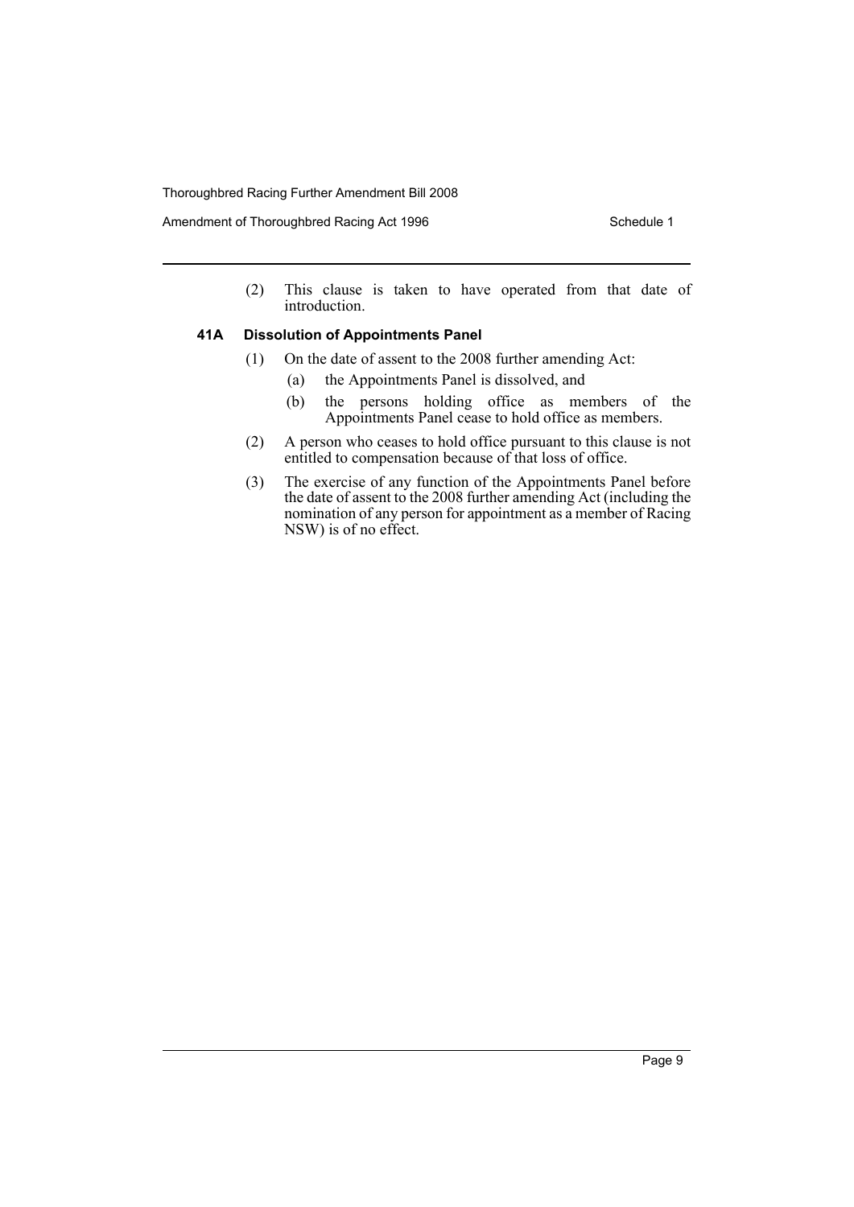(2) This clause is taken to have operated from that date of introduction.

### 41A Dissolution of Appointments Panel

(1) On the date of assent to the 2008 further amending Act:

(a) the Appointments Panel is dissolved, and

(b) the persons holding office as members of the Appointments Panel cease to hold office as members.

(2) A person who ceases to hold office pursuant to this clause is not entitled to compensation because of that loss of office.

(3) The exercise of any function of the Appointments Panel before the date of assent to the 2008 further amending Act (including the nomination of any person for appointment as a member of Racing NSW) is of no effect.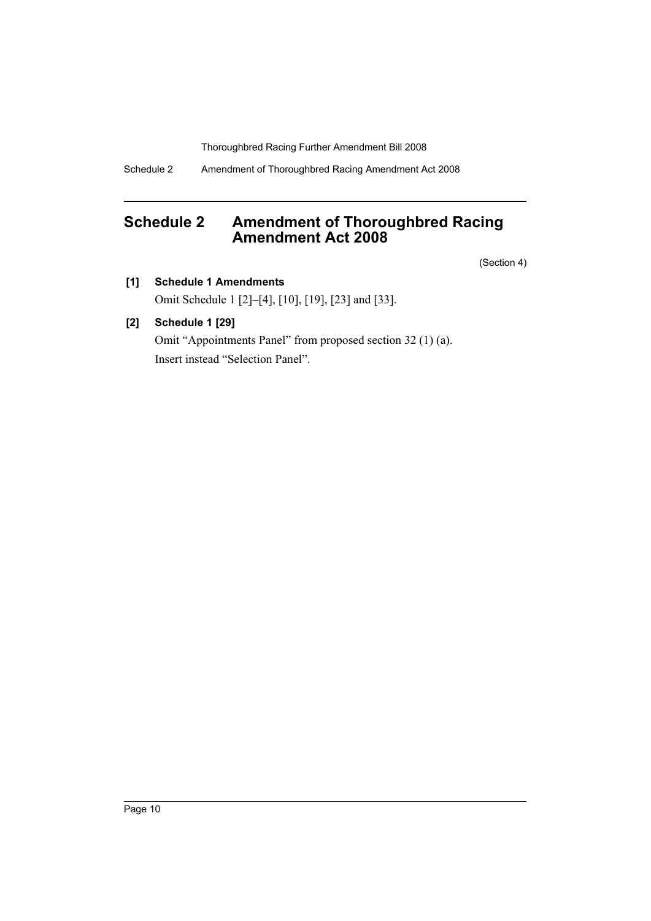## Schedule 2 Amendment of Thoroughbred Racing Amendment Act 2008

(Section 4)

**[1] Schedule 1 Amendments**

Omit Schedule 1 [2]–[4], [10], [19], [23] and [33].

**[2] Schedule 1 [29]**

Omit "Appointments Panel" from proposed section 32 (1) (a).

Insert instead "Selection Panel".